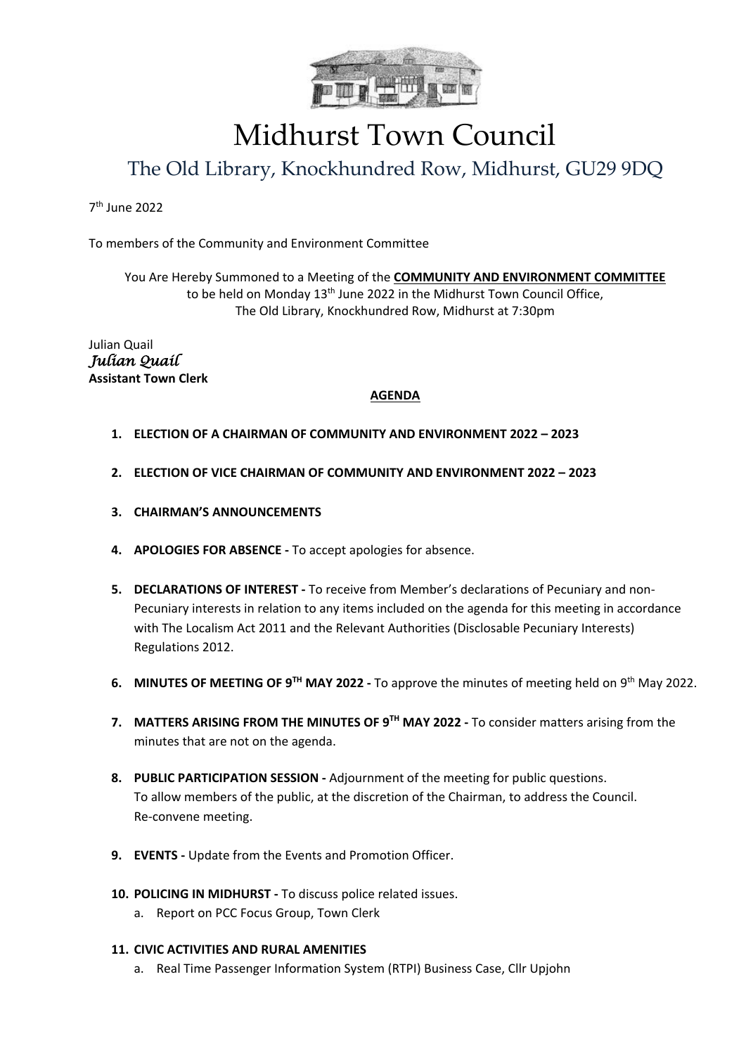# Midhurst Town Council

## The Old Library, Knockhundred Row, Midhurst, GU29 9DQ

7th June 2022

To members of the Community and Environment Committee

You Are Hereby Summoned to a Meeting of the **COMMUNITY AND ENVIRONMENT COMMITTEE** to be held on Monday 13th June 2022 in the Midhurst Town Council Office, The Old Library, Knockhundred Row, Midhurst at 7:30pm

Julian Quail
*Julian Quail*
**Assistant Town Clerk**

**AGENDA**

1. **ELECTION OF A CHAIRMAN OF COMMUNITY AND ENVIRONMENT 2022 – 2023**
2. **ELECTION OF VICE CHAIRMAN OF COMMUNITY AND ENVIRONMENT 2022 – 2023**
3. **CHAIRMAN'S ANNOUNCEMENTS**
4. **APOLOGIES FOR ABSENCE -** To accept apologies for absence.
5. **DECLARATIONS OF INTEREST -** To receive from Member's declarations of Pecuniary and non-Pecuniary interests in relation to any items included on the agenda for this meeting in accordance with The Localism Act 2011 and the Relevant Authorities (Disclosable Pecuniary Interests) Regulations 2012.
6. **MINUTES OF MEETING OF 9TH MAY 2022 -** To approve the minutes of meeting held on 9th May 2022.
7. **MATTERS ARISING FROM THE MINUTES OF 9TH MAY 2022 -** To consider matters arising from the minutes that are not on the agenda.
8. **PUBLIC PARTICIPATION SESSION -** Adjournment of the meeting for public questions.
   To allow members of the public, at the discretion of the Chairman, to address the Council.
   Re-convene meeting.
9. **EVENTS -** Update from the Events and Promotion Officer.
10. **POLICING IN MIDHURST -** To discuss police related issues.
    a. Report on PCC Focus Group, Town Clerk
11. **CIVIC ACTIVITIES AND RURAL AMENITIES**
    a. Real Time Passenger Information System (RTPI) Business Case, Cllr Upjohn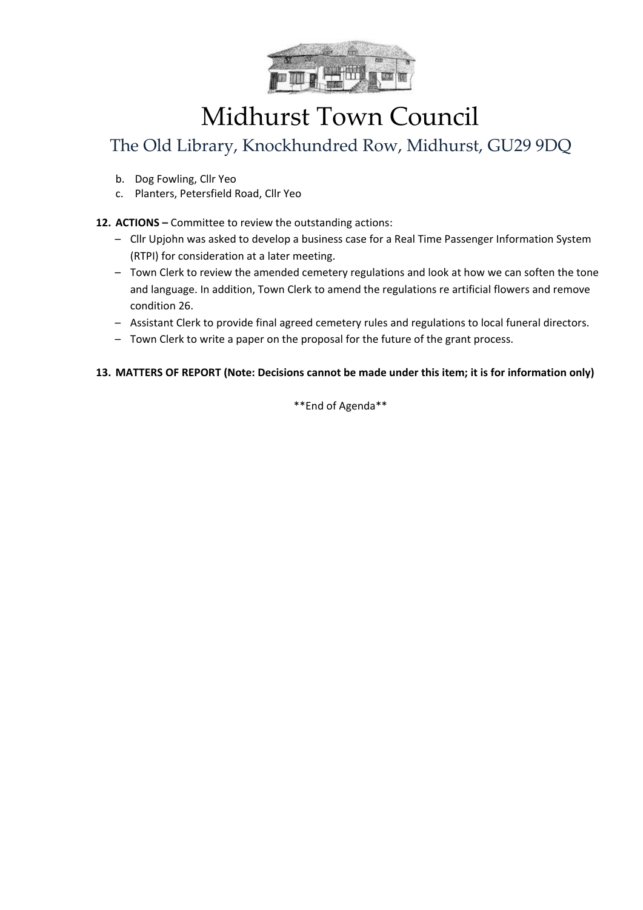# Midhurst Town Council

## The Old Library, Knockhundred Row, Midhurst, GU29 9DQ

b. Dog Fowling, Cllr Yeo
c. Planters, Petersfield Road, Cllr Yeo

**12. ACTIONS –** Committee to review the outstanding actions:

- Cllr Upjohn was asked to develop a business case for a Real Time Passenger Information System (RTPI) for consideration at a later meeting.
- Town Clerk to review the amended cemetery regulations and look at how we can soften the tone and language. In addition, Town Clerk to amend the regulations re artificial flowers and remove condition 26.
- Assistant Clerk to provide final agreed cemetery rules and regulations to local funeral directors.
- Town Clerk to write a paper on the proposal for the future of the grant process.

**13. MATTERS OF REPORT (Note: Decisions cannot be made under this item; it is for information only)**

**End of Agenda**